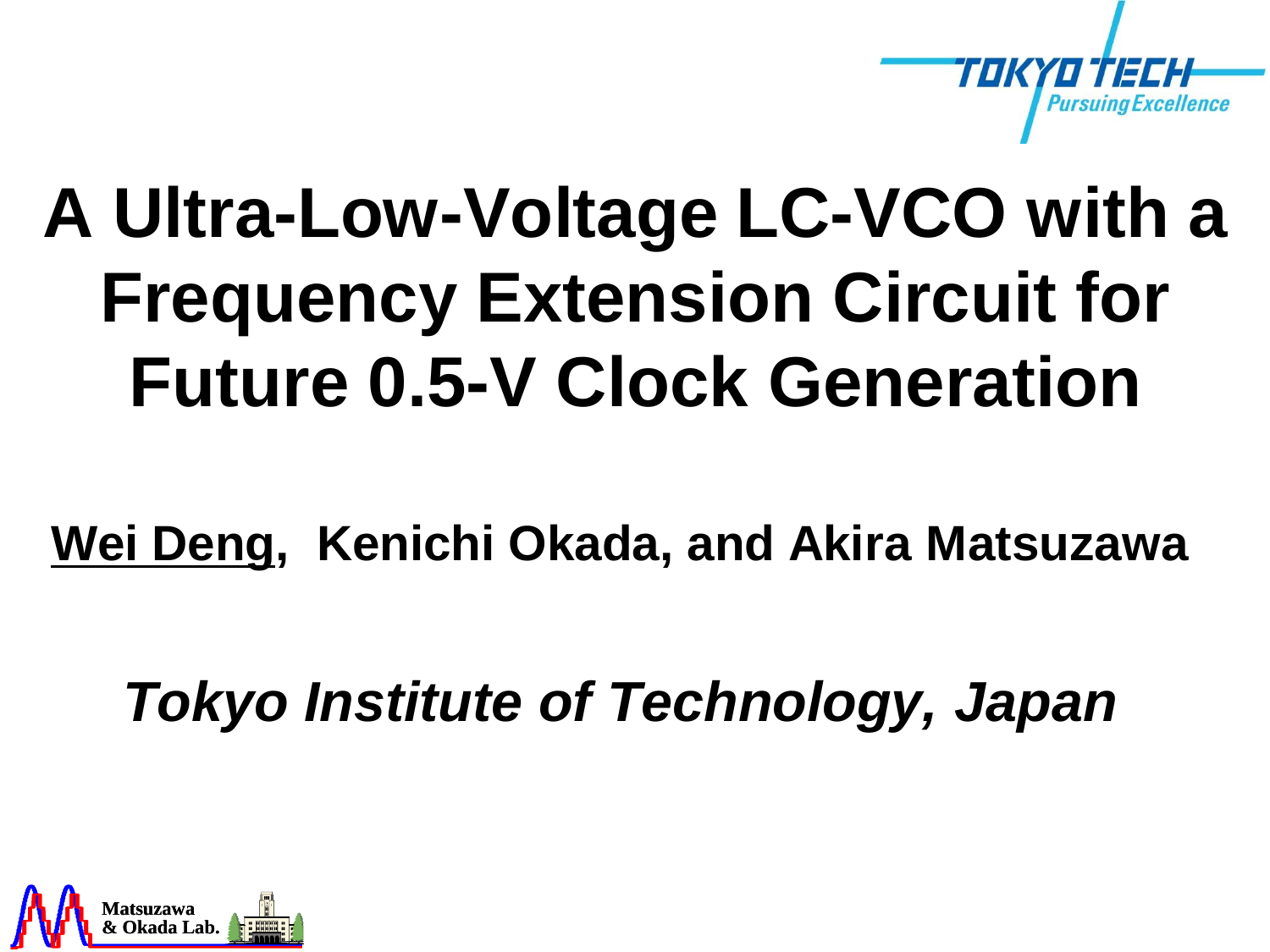# A Ultra-Low-Voltage LC-VCO with a Frequency Extension Circuit for Future 0.5-V Clock Generation

**Wei Deng, Kenichi Okada, and Akira Matsuzawa**

***Tokyo Institute of Technology, Japan***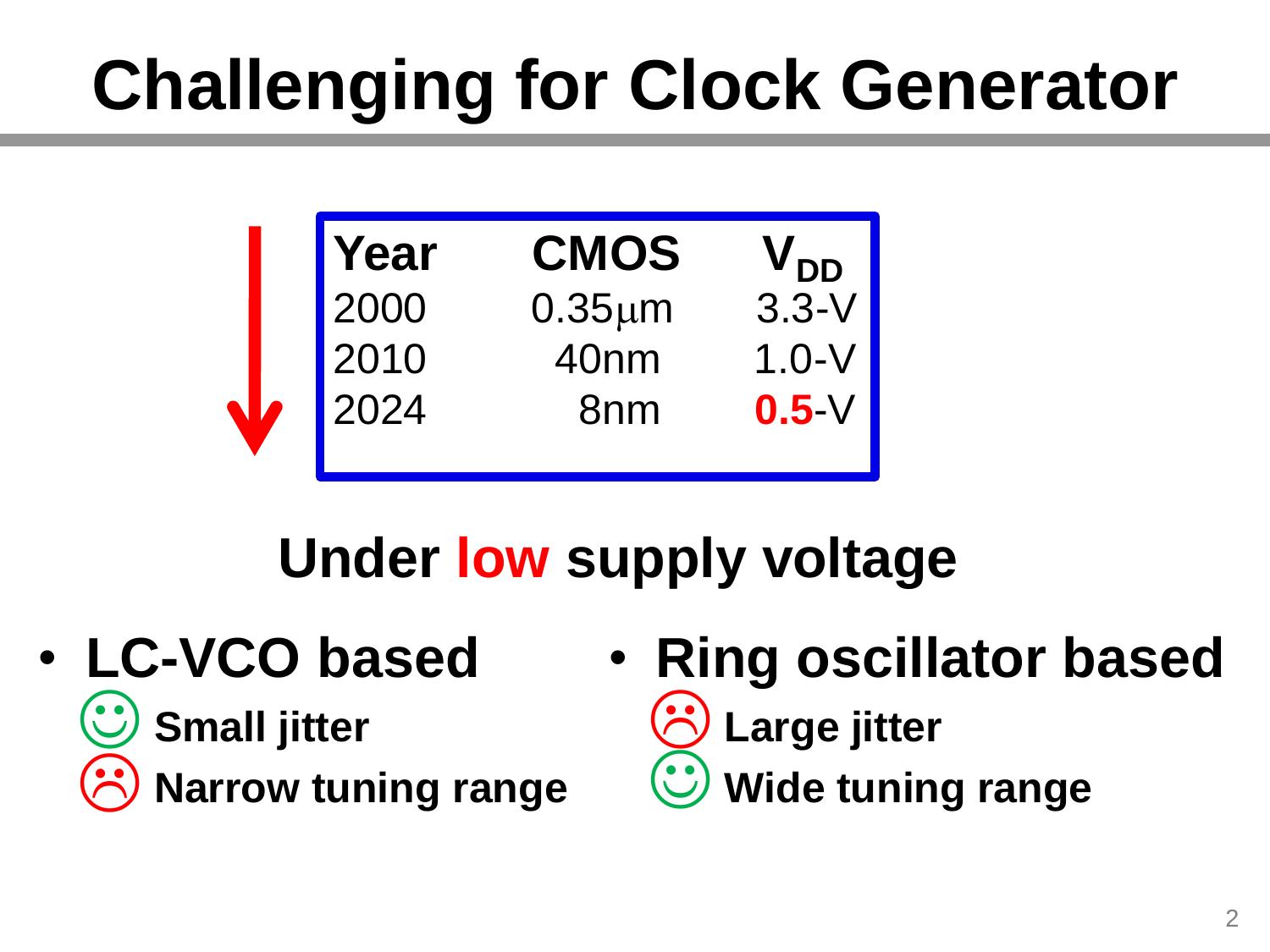# Challenging for Clock Generator

| Year | CMOS | $V_{DD}$ |
| --- | --- | --- |
| 2000 | 0.35μm | 3.3-V |
| 2010 | 40nm | 1.0-V |
| 2024 | 8nm | **0.5**-V |

**Under low supply voltage**

- **LC-VCO based**
  - ☺ **Small jitter**
  - ☹ **Narrow tuning range**
- **Ring oscillator based**
  - ☹ **Large jitter**
  - ☺ **Wide tuning range**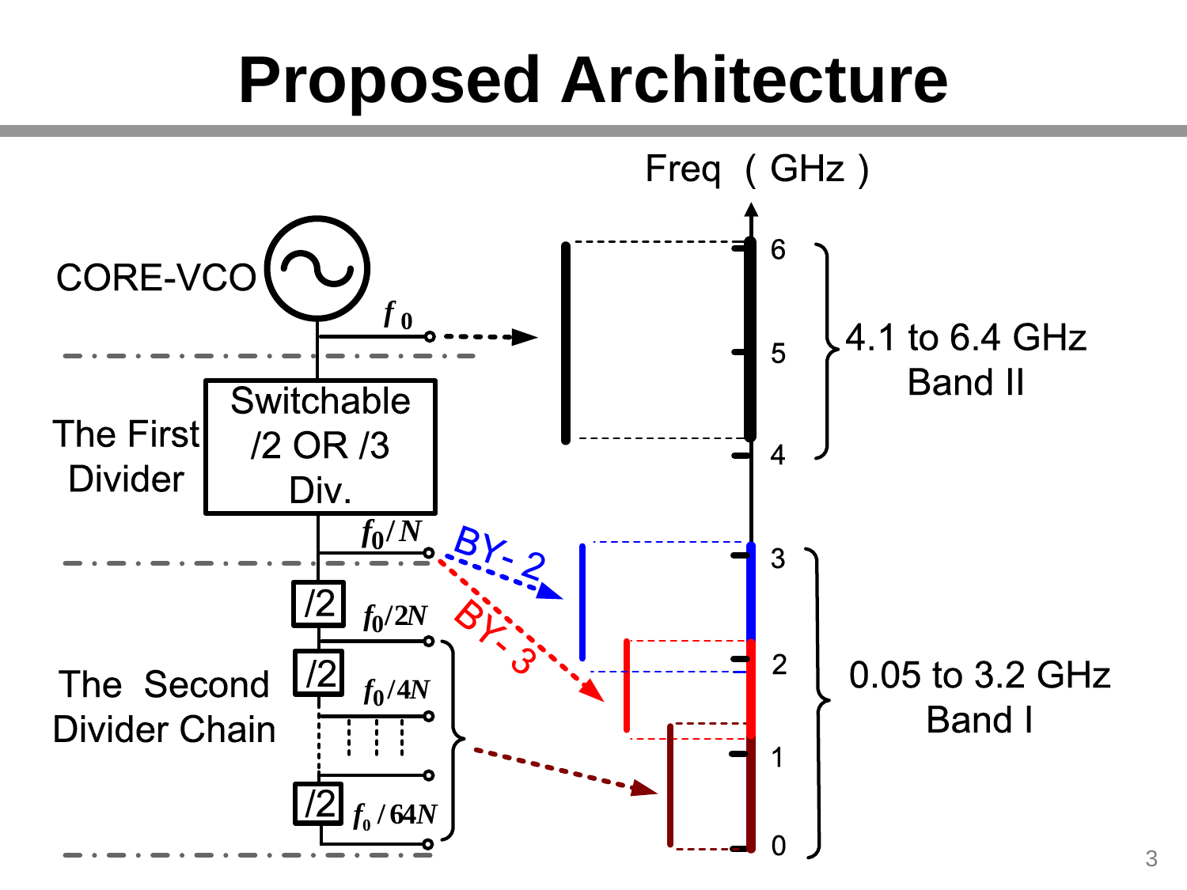# Proposed Architecture

CORE-VCO

$f_0$

The First Divider

Switchable /2 OR /3 Div.

$f_0/N$

BY- 2

BY- 3

/2

$f_0/2N$

/2

$f_0/4N$

The Second Divider Chain

/2

$f_0/64N$

Freq （GHz）

6

5

4

3

2

1

0

4.1 to 6.4 GHz
Band II

0.05 to 3.2 GHz
Band I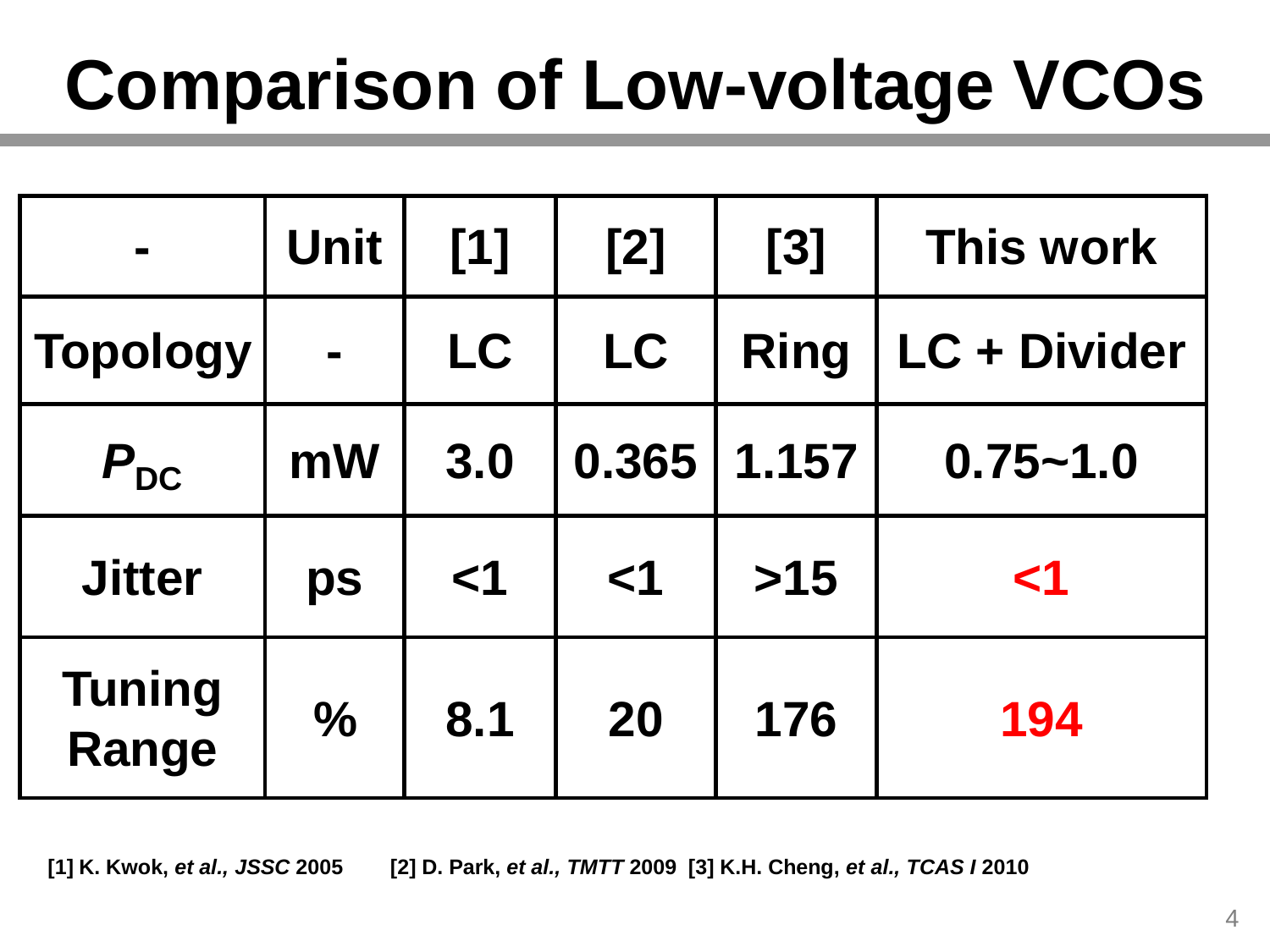# Comparison of Low-voltage VCOs

| - | Unit | [1] | [2] | [3] | This work |
|---|---|---|---|---|---|
| Topology | - | LC | LC | Ring | LC + Divider |
| $P_{DC}$ | mW | 3.0 | 0.365 | 1.157 | 0.75~1.0 |
| Jitter | ps | <1 | <1 | >15 | <1 |
| Tuning Range | % | 8.1 | 20 | 176 | 194 |

[1] K. Kwok, *et al., JSSC* 2005 [2] D. Park, *et al., TMTT* 2009 [3] K.H. Cheng, *et al., TCAS I* 2010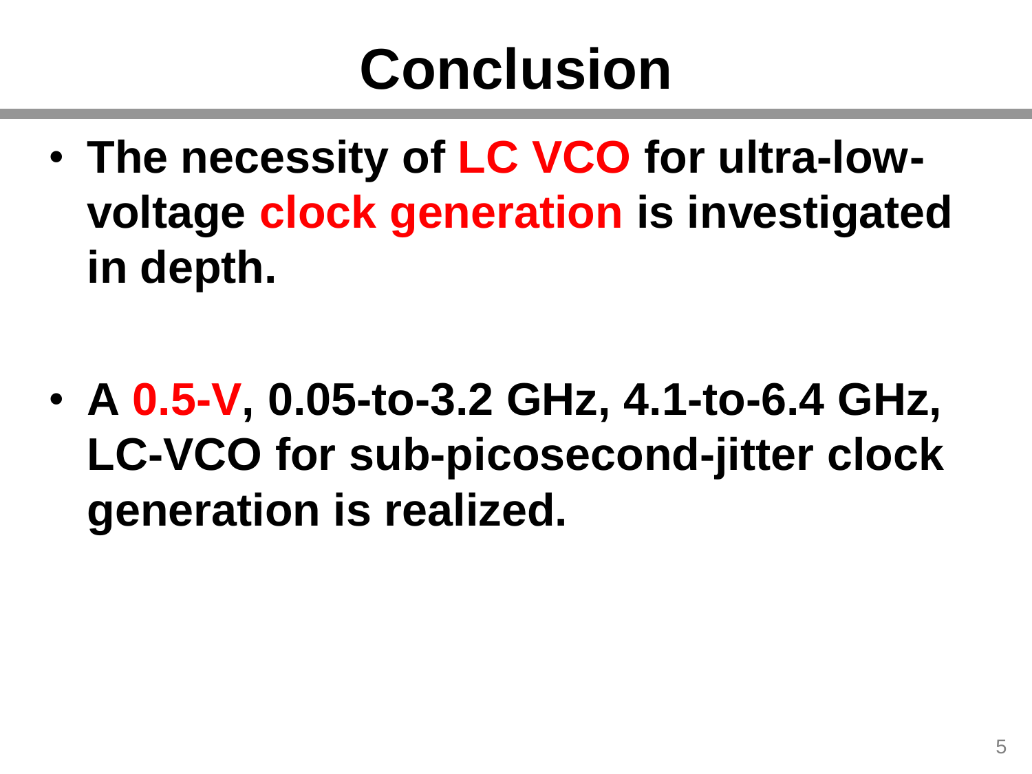# Conclusion

- **The necessity of LC VCO for ultra-low-voltage clock generation is investigated in depth.**

- **A 0.5-V, 0.05-to-3.2 GHz, 4.1-to-6.4 GHz, LC-VCO for sub-picosecond-jitter clock generation is realized.**